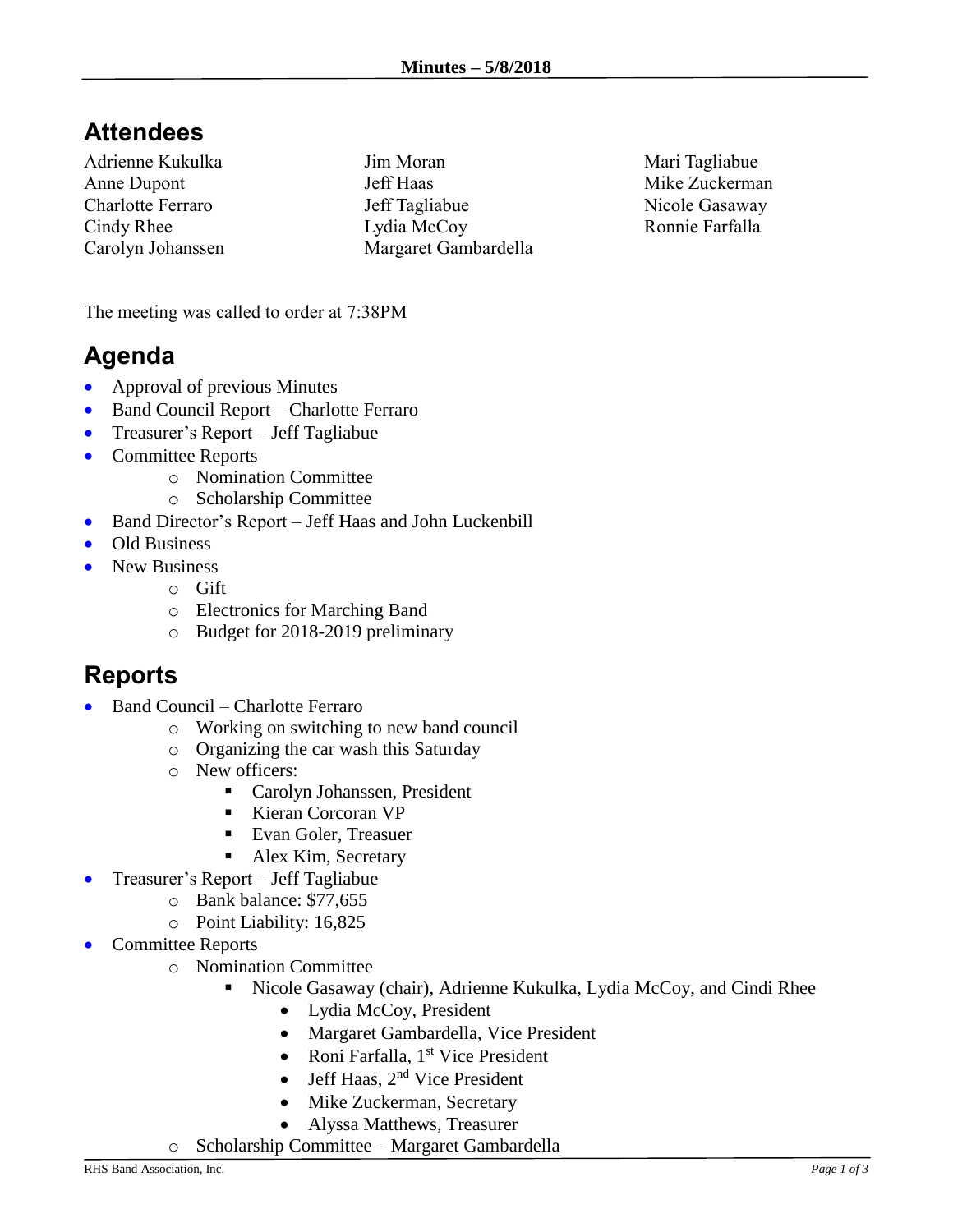**Minutes – 5/8/2018**

## Attendees

Adrienne Kukulka
Anne Dupont
Charlotte Ferraro
Cindy Rhee
Carolyn Johanssen
Jim Moran
Jeff Haas
Jeff Tagliabue
Lydia McCoy
Margaret Gambardella
Mari Tagliabue
Mike Zuckerman
Nicole Gasaway
Ronnie Farfalla

The meeting was called to order at 7:38PM

## Agenda

- Approval of previous Minutes
- Band Council Report – Charlotte Ferraro
- Treasurer's Report – Jeff Tagliabue
- Committee Reports
  - Nomination Committee
  - Scholarship Committee
- Band Director's Report – Jeff Haas and John Luckenbill
- Old Business
- New Business
  - Gift
  - Electronics for Marching Band
  - Budget for 2018-2019 preliminary

## Reports

- Band Council – Charlotte Ferraro
  - Working on switching to new band council
  - Organizing the car wash this Saturday
  - New officers:
    - Carolyn Johanssen, President
    - Kieran Corcoran VP
    - Evan Goler, Treasuer
    - Alex Kim, Secretary
- Treasurer's Report – Jeff Tagliabue
  - Bank balance: $77,655
  - Point Liability: 16,825
- Committee Reports
  - Nomination Committee
    - Nicole Gasaway (chair), Adrienne Kukulka, Lydia McCoy, and Cindi Rhee
      - Lydia McCoy, President
      - Margaret Gambardella, Vice President
      - Roni Farfalla, 1st Vice President
      - Jeff Haas, 2nd Vice President
      - Mike Zuckerman, Secretary
      - Alyssa Matthews, Treasurer
  - Scholarship Committee – Margaret Gambardella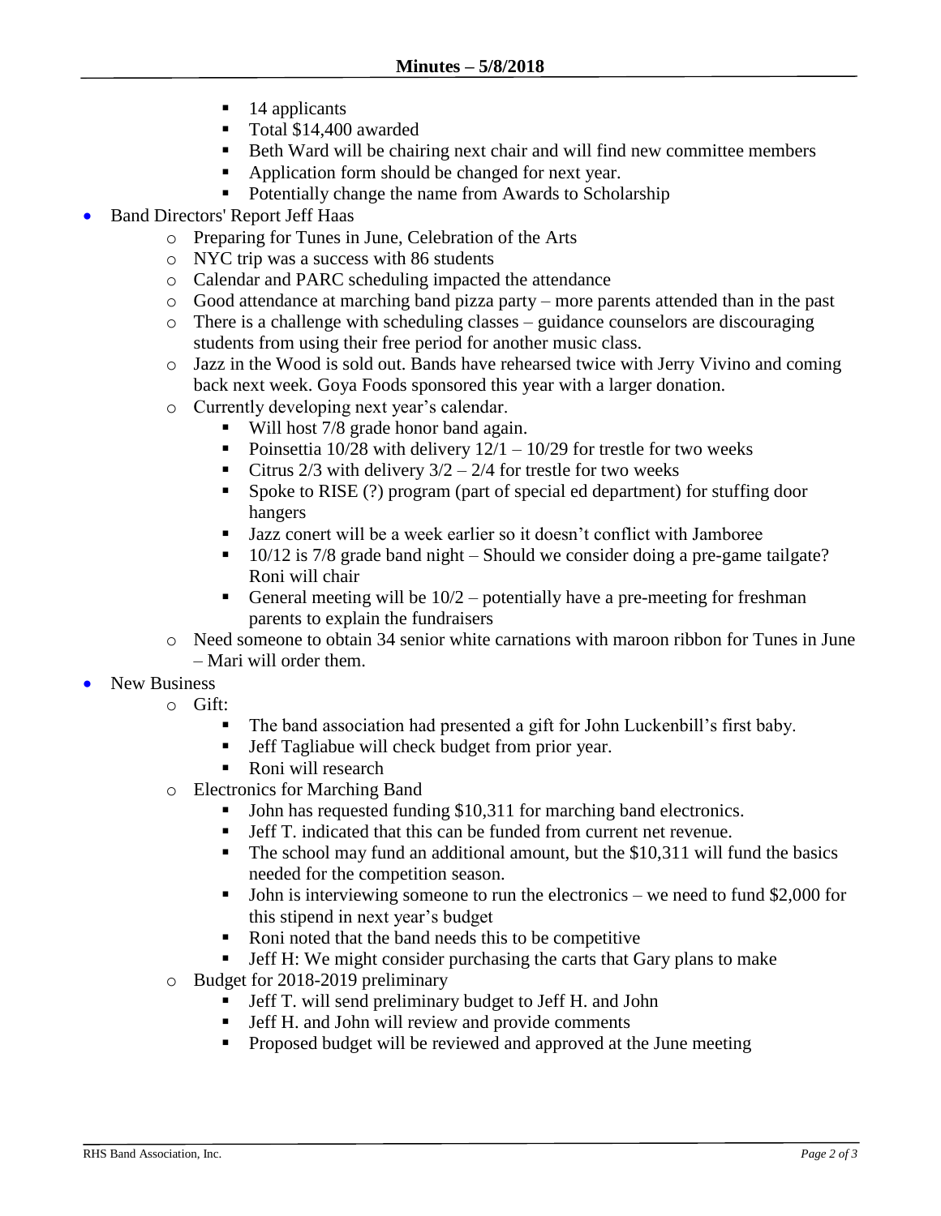- 14 applicants
        - Total $14,400 awarded
        - Beth Ward will be chairing next chair and will find new committee members
        - Application form should be changed for next year.
        - Potentially change the name from Awards to Scholarship
- Band Directors' Report Jeff Haas
    - Preparing for Tunes in June, Celebration of the Arts
    - NYC trip was a success with 86 students
    - Calendar and PARC scheduling impacted the attendance
    - Good attendance at marching band pizza party – more parents attended than in the past
    - There is a challenge with scheduling classes – guidance counselors are discouraging students from using their free period for another music class.
    - Jazz in the Wood is sold out. Bands have rehearsed twice with Jerry Vivino and coming back next week. Goya Foods sponsored this year with a larger donation.
    - Currently developing next year's calendar.
        - Will host 7/8 grade honor band again.
        - Poinsettia 10/28 with delivery 12/1 – 10/29 for trestle for two weeks
        - Citrus 2/3 with delivery 3/2 – 2/4 for trestle for two weeks
        - Spoke to RISE (?) program (part of special ed department) for stuffing door hangers
        - Jazz conert will be a week earlier so it doesn't conflict with Jamboree
        - 10/12 is 7/8 grade band night – Should we consider doing a pre-game tailgate? Roni will chair
        - General meeting will be 10/2 – potentially have a pre-meeting for freshman parents to explain the fundraisers
    - Need someone to obtain 34 senior white carnations with maroon ribbon for Tunes in June – Mari will order them.
- New Business
    - Gift:
        - The band association had presented a gift for John Luckenbill's first baby.
        - Jeff Tagliabue will check budget from prior year.
        - Roni will research
    - Electronics for Marching Band
        - John has requested funding $10,311 for marching band electronics.
        - Jeff T. indicated that this can be funded from current net revenue.
        - The school may fund an additional amount, but the $10,311 will fund the basics needed for the competition season.
        - John is interviewing someone to run the electronics – we need to fund $2,000 for this stipend in next year's budget
        - Roni noted that the band needs this to be competitive
        - Jeff H: We might consider purchasing the carts that Gary plans to make
    - Budget for 2018-2019 preliminary
        - Jeff T. will send preliminary budget to Jeff H. and John
        - Jeff H. and John will review and provide comments
        - Proposed budget will be reviewed and approved at the June meeting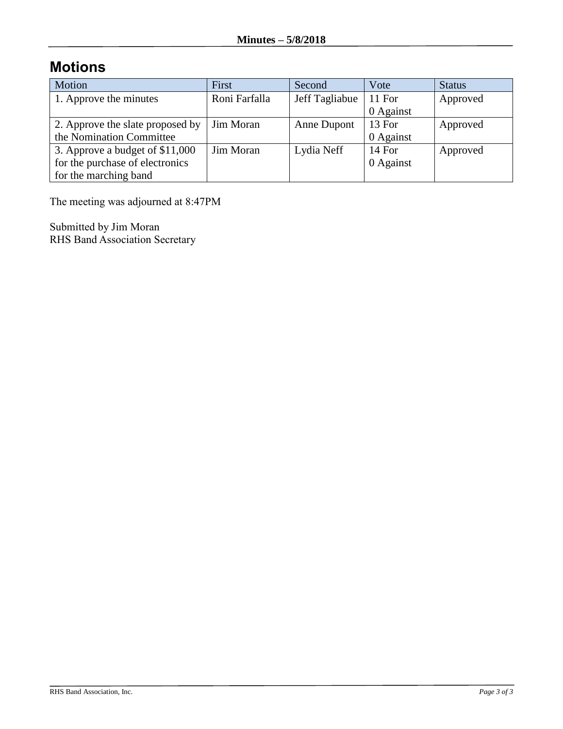## Motions

| Motion | First | Second | Vote | Status |
|---|---|---|---|---|
| 1. Approve the minutes | Roni Farfalla | Jeff Tagliabue | 11 For<br>0 Against | Approved |
| 2. Approve the slate proposed by the Nomination Committee | Jim Moran | Anne Dupont | 13 For<br>0 Against | Approved |
| 3. Approve a budget of $11,000 for the purchase of electronics for the marching band | Jim Moran | Lydia Neff | 14 For<br>0 Against | Approved |

The meeting was adjourned at 8:47PM

Submitted by Jim Moran
RHS Band Association Secretary